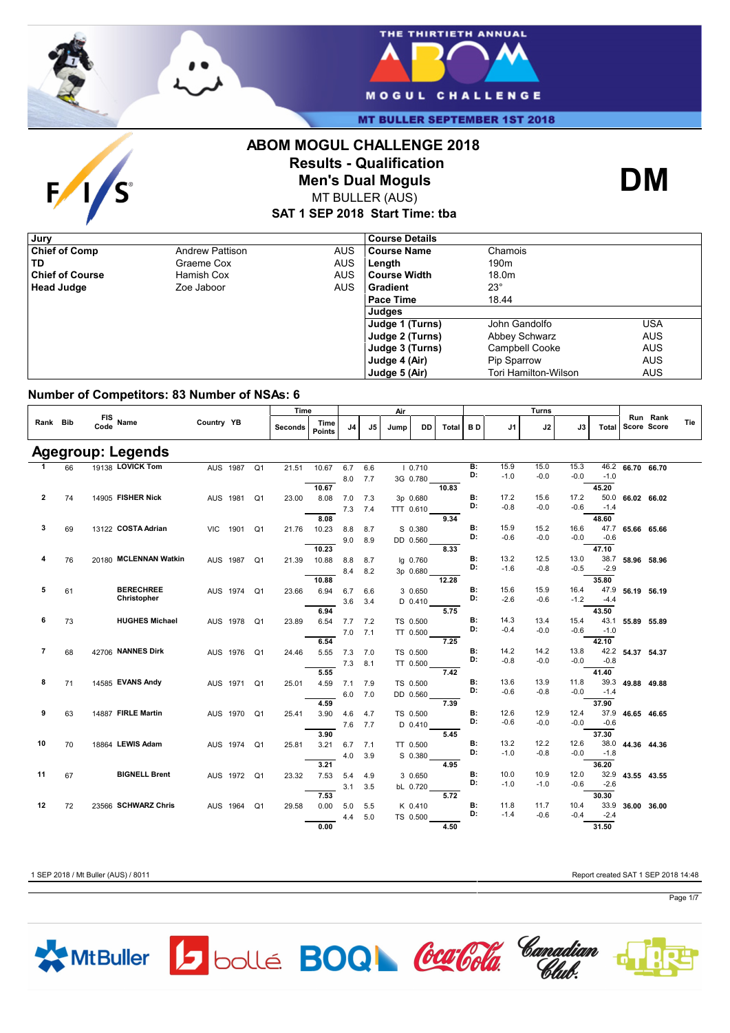# ABOM MOGUL CHALLENGE 2018

## Results - Qualification

## Men's Dual Moguls

MT BULLER (AUS)

**SAT 1 SEP 2018 Start Time: tba**

**DM**

| Jury | | |
|---|---|---|
| Chief of Comp | Andrew Pattison | AUS |
| TD | Graeme Cox | AUS |
| Chief of Course | Hamish Cox | AUS |
| Head Judge | Zoe Jaboor | AUS |

| Course Details | | |
|---|---|---|
| Course Name | Chamois | |
| Length | 190m | |
| Course Width | 18.0m | |
| Gradient | 23° | |
| Pace Time | 18.44 | |
| **Judges** | | |
| Judge 1 (Turns) | John Gandolfo | USA |
| Judge 2 (Turns) | Abbey Schwarz | AUS |
| Judge 3 (Turns) | Campbell Cooke | AUS |
| Judge 4 (Air) | Pip Sparrow | AUS |
| Judge 5 (Air) | Tori Hamilton-Wilson | AUS |

## Number of Competitors: 83 Number of NSAs: 6

## Agegroup: Legends

| Rank | Bib | FIS Code | Name | Country | YB | | Time Seconds | Time Points | Air J4 | Air J5 | Jump | DD | Air Total | B D | Turns J1 | Turns J2 | Turns J3 | Turns Total | Run Score | Rank Score | Tie |
|---|---|---|---|---|---|---|---|---|---|---|---|---|---|---|---|---|---|---|---|---|---|
| 1 | 66 | 19138 | LOVICK Tom | AUS | 1987 | Q1 | 21.51 | 10.67 | 6.7 / 8.0 | 6.6 / 7.7 | I / 3G | 0.710 / 0.780 | 10.83 | B: / D: | 15.9 / -1.0 | 15.0 / -0.0 | 15.3 / -0.0 | 46.2 / -1.0 / 45.20 | 66.70 | 66.70 | |
| 2 | 74 | 14905 | FISHER Nick | AUS | 1981 | Q1 | 23.00 | 8.08 | 7.0 / 7.3 | 7.3 / 7.4 | 3p / TTT | 0.680 / 0.610 | 9.34 | B: / D: | 17.2 / -0.8 | 15.6 / -0.0 | 17.2 / -0.6 | 50.0 / -1.4 / 48.60 | 66.02 | 66.02 | |
| 3 | 69 | 13122 | COSTA Adrian | VIC | 1901 | Q1 | 21.76 | 10.23 | 8.8 / 9.0 | 8.7 / 8.9 | S / DD | 0.380 / 0.560 | 8.33 | B: / D: | 15.9 / -0.6 | 15.2 / -0.0 | 16.6 / -0.0 | 47.7 / -0.6 / 47.10 | 65.66 | 65.66 | |
| 4 | 76 | 20180 | MCLENNAN Watkin | AUS | 1987 | Q1 | 21.39 | 10.88 | 8.8 / 8.4 | 8.7 / 8.2 | lg / 3p | 0.760 / 0.680 | 12.28 | B: / D: | 13.2 / -1.6 | 12.5 / -0.8 | 13.0 / -0.5 | 38.7 / -2.9 / 35.80 | 58.96 | 58.96 | |
| 5 | 61 | | BERECHREE Christopher | AUS | 1974 | Q1 | 23.66 | 6.94 | 6.7 / 3.6 | 6.6 / 3.4 | 3 / D | 0.650 / 0.410 | 5.75 | B: / D: | 15.6 / -2.6 | 15.9 / -0.6 | 16.4 / -1.2 | 47.9 / -4.4 / 43.50 | 56.19 | 56.19 | |
| 6 | 73 | | HUGHES Michael | AUS | 1978 | Q1 | 23.89 | 6.54 | 7.7 / 7.0 | 7.2 / 7.1 | TS / TT | 0.500 / 0.500 | 7.25 | B: / D: | 14.3 / -0.4 | 13.4 / -0.0 | 15.4 / -0.6 | 43.1 / -1.0 / 42.10 | 55.89 | 55.89 | |
| 7 | 68 | 42706 | NANNES Dirk | AUS | 1976 | Q1 | 24.46 | 5.55 | 7.3 / 7.3 | 7.0 / 8.1 | TS / TT | 0.500 / 0.500 | 7.42 | B: / D: | 14.2 / -0.8 | 14.2 / -0.0 | 13.8 / -0.0 | 42.2 / -0.8 / 41.40 | 54.37 | 54.37 | |
| 8 | 71 | 14585 | EVANS Andy | AUS | 1971 | Q1 | 25.01 | 4.59 | 7.1 / 6.0 | 7.9 / 7.0 | TS / DD | 0.500 / 0.560 | 7.39 | B: / D: | 13.6 / -0.6 | 13.9 / -0.8 | 11.8 / -0.0 | 39.3 / -1.4 / 37.90 | 49.88 | 49.88 | |
| 9 | 63 | 14887 | FIRLE Martin | AUS | 1970 | Q1 | 25.41 | 3.90 | 4.6 / 7.6 | 4.7 / 7.7 | TS / D | 0.500 / 0.410 | 5.45 | B: / D: | 12.6 / -0.6 | 12.9 / -0.0 | 12.4 / -0.0 | 37.9 / -0.6 / 37.30 | 46.65 | 46.65 | |
| 10 | 70 | 18864 | LEWIS Adam | AUS | 1974 | Q1 | 25.81 | 3.21 | 6.7 / 4.0 | 7.1 / 3.9 | TT / S | 0.500 / 0.380 | 4.95 | B: / D: | 13.2 / -1.0 | 12.2 / -0.8 | 12.6 / -0.0 | 38.0 / -1.8 / 36.20 | 44.36 | 44.36 | |
| 11 | 67 | | BIGNELL Brent | AUS | 1972 | Q1 | 23.32 | 7.53 | 5.4 / 3.1 | 4.9 / 3.5 | 3 / bL | 0.650 / 0.720 | 5.72 | B: / D: | 10.0 / -1.0 | 10.9 / -1.0 | 12.0 / -0.6 | 32.9 / -2.6 / 30.30 | 43.55 | 43.55 | |
| 12 | 72 | 23566 | SCHWARZ Chris | AUS | 1964 | Q1 | 29.58 | 0.00 | 5.0 / 4.4 | 5.5 / 5.0 | K / TS | 0.410 / 0.500 | 4.50 | B: / D: | 11.8 / -1.4 | 11.7 / -0.6 | 10.4 / -0.4 | 33.9 / -2.4 / 31.50 | 36.00 | 36.00 | |

1 SEP 2018 / Mt Buller (AUS) / 8011

Report created SAT 1 SEP 2018 14:48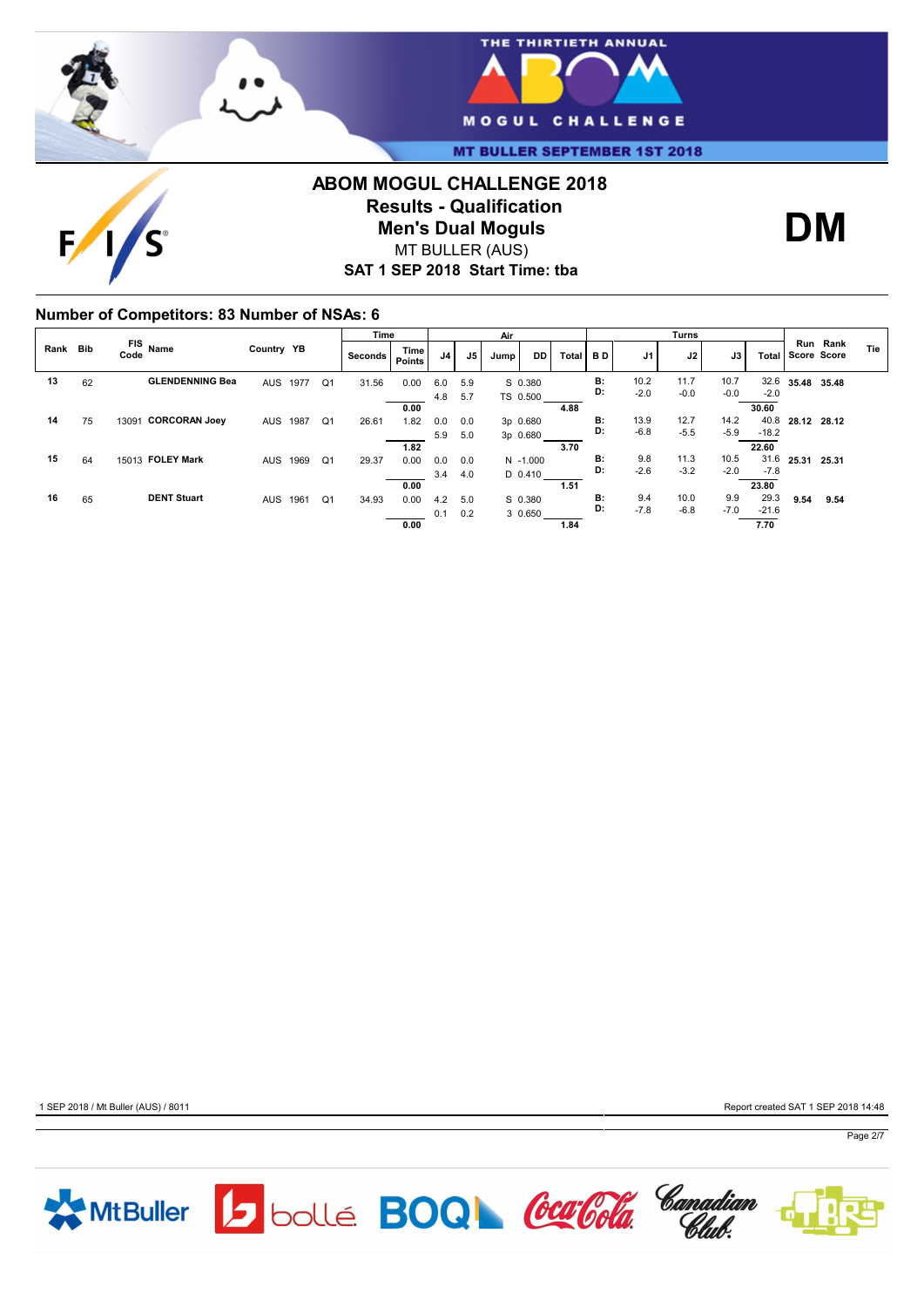THE THIRTIETH ANNUAL ABOM MOGUL CHALLENGE

MT BULLER SEPTEMBER 1ST 2018

# ABOM MOGUL CHALLENGE 2018
## Results - Qualification
## Men's Dual Moguls

MT BULLER (AUS)

**SAT 1 SEP 2018 Start Time: tba**

**DM**

### Number of Competitors: 83 Number of NSAs: 6

| Rank | Bib | FIS Code | Name | Country | YB | | Time Seconds | Time Points | Air J4 | Air J5 | Air Jump | Air DD | Air Total | B D | Turns J1 | Turns J2 | Turns J3 | Turns Total | Run Score | Rank Score | Tie |
|---|---|---|---|---|---|---|---|---|---|---|---|---|---|---|---|---|---|---|---|---|---|
| 13 | 62 | | **GLENDENNING Bea** | AUS | 1977 | Q1 | 31.56 | 0.00 | 6.0 | 5.9 | S | 0.380 | | B: | 10.2 | 11.7 | 10.7 | 32.6 | **35.48** | **35.48** | |
| | | | | | | | | | 4.8 | 5.7 | TS | 0.500 | | D: | -2.0 | -0.0 | -0.0 | -2.0 | | | |
| | | | | | | | | **0.00** | | | | | **4.88** | | | | | **30.60** | | | |
| 14 | 75 | 13091 | **CORCORAN Joey** | AUS | 1987 | Q1 | 26.61 | 1.82 | 0.0 | 0.0 | 3p | 0.680 | | B: | 13.9 | 12.7 | 14.2 | 40.8 | **28.12** | **28.12** | |
| | | | | | | | | | 5.9 | 5.0 | 3p | 0.680 | | D: | -6.8 | -5.5 | -5.9 | -18.2 | | | |
| | | | | | | | | **1.82** | | | | | **3.70** | | | | | **22.60** | | | |
| 15 | 64 | 15013 | **FOLEY Mark** | AUS | 1969 | Q1 | 29.37 | 0.00 | 0.0 | 0.0 | N | -1.000 | | B: | 9.8 | 11.3 | 10.5 | 31.6 | **25.31** | **25.31** | |
| | | | | | | | | | 3.4 | 4.0 | D | 0.410 | | D: | -2.6 | -3.2 | -2.0 | -7.8 | | | |
| | | | | | | | | **0.00** | | | | | **1.51** | | | | | **23.80** | | | |
| 16 | 65 | | **DENT Stuart** | AUS | 1961 | Q1 | 34.93 | 0.00 | 4.2 | 5.0 | S | 0.380 | | B: | 9.4 | 10.0 | 9.9 | 29.3 | **9.54** | **9.54** | |
| | | | | | | | | | 0.1 | 0.2 | 3 | 0.650 | | D: | -7.8 | -6.8 | -7.0 | -21.6 | | | |
| | | | | | | | | **0.00** | | | | | **1.84** | | | | | **7.70** | | | |

1 SEP 2018 / Mt Buller (AUS) / 8011

Report created SAT 1 SEP 2018 14:48